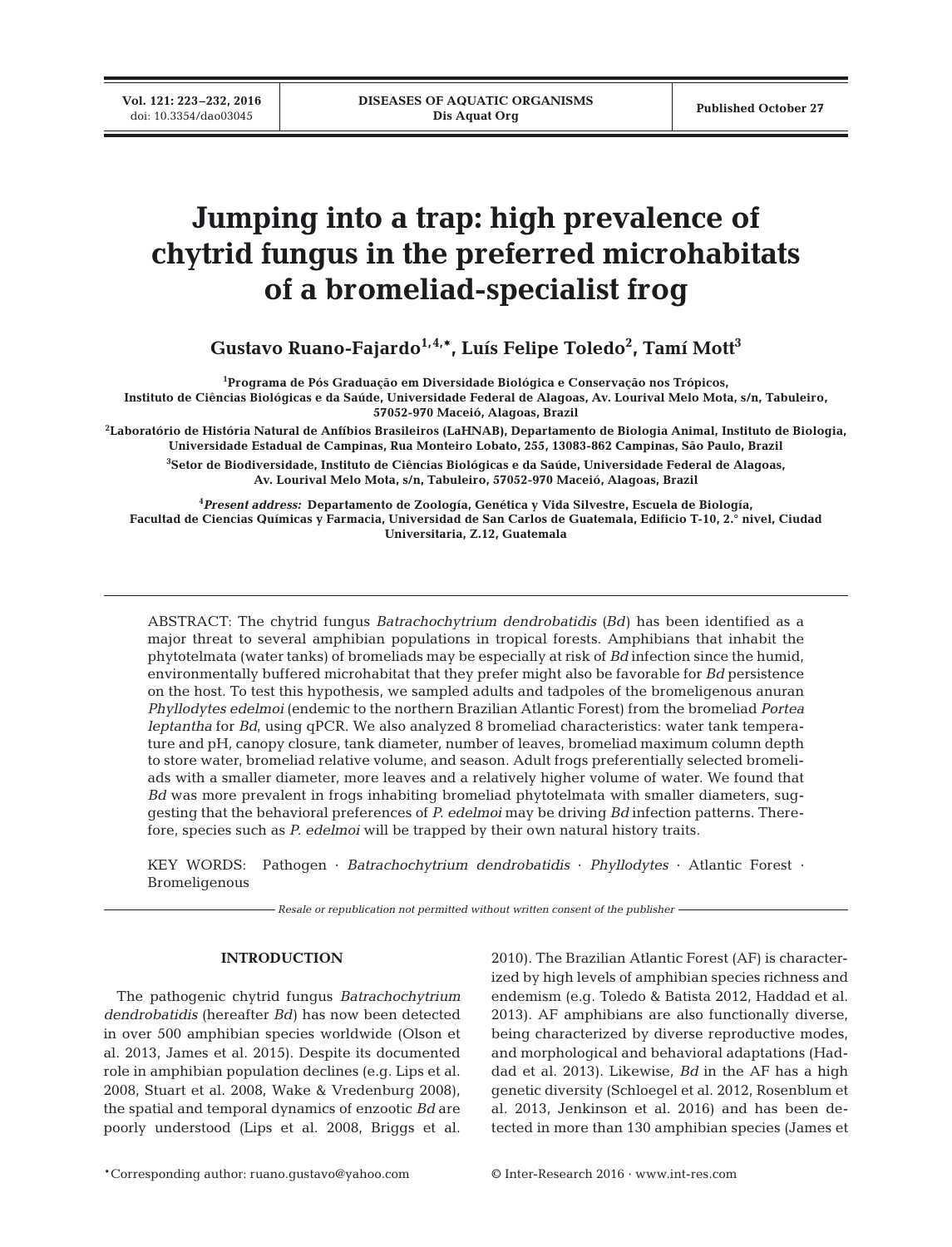# Jumping into a trap: high prevalence of chytrid fungus in the preferred microhabitats of a bromeliad-specialist frog

**Gustavo Ruano-Fajardo[1,4,*], Luís Felipe Toledo[2], Tamí Mott[3]**

[1]Programa de Pós Graduação em Diversidade Biológica e Conservação nos Trópicos, Instituto de Ciências Biológicas e da Saúde, Universidade Federal de Alagoas, Av. Lourival Melo Mota, s/n, Tabuleiro, 57052-970 Maceió, Alagoas, Brazil

[2]Laboratório de História Natural de Anfíbios Brasileiros (LaHNAB), Departamento de Biologia Animal, Instituto de Biologia, Universidade Estadual de Campinas, Rua Monteiro Lobato, 255, 13083-862 Campinas, São Paulo, Brazil

[3]Setor de Biodiversidade, Instituto de Ciências Biológicas e da Saúde, Universidade Federal de Alagoas, Av. Lourival Melo Mota, s/n, Tabuleiro, 57052-970 Maceió, Alagoas, Brazil

[4]*Present address:* Departamento de Zoología, Genética y Vida Silvestre, Escuela de Biología, Facultad de Ciencias Químicas y Farmacia, Universidad de San Carlos de Guatemala, Edificio T-10, 2.° nivel, Ciudad Universitaria, Z.12, Guatemala

ABSTRACT: The chytrid fungus *Batrachochytrium dendrobatidis* (*Bd*) has been identified as a major threat to several amphibian populations in tropical forests. Amphibians that inhabit the phytotelmata (water tanks) of bromeliads may be especially at risk of *Bd* infection since the humid, environmentally buffered microhabitat that they prefer might also be favorable for *Bd* persistence on the host. To test this hypothesis, we sampled adults and tadpoles of the bromeligenous anuran *Phyllodytes edelmoi* (endemic to the northern Brazilian Atlantic Forest) from the bromeliad *Portea leptantha* for *Bd*, using qPCR. We also analyzed 8 bromeliad characteristics: water tank temperature and pH, canopy closure, tank diameter, number of leaves, bromeliad maximum column depth to store water, bromeliad relative volume, and season. Adult frogs preferentially selected bromeliads with a smaller diameter, more leaves and a relatively higher volume of water. We found that *Bd* was more prevalent in frogs inhabiting bromeliad phytotelmata with smaller diameters, suggesting that the behavioral preferences of *P. edelmoi* may be driving *Bd* infection patterns. Therefore, species such as *P. edelmoi* will be trapped by their own natural history traits.

KEY WORDS: Pathogen · *Batrachochytrium dendrobatidis* · *Phyllodytes* · Atlantic Forest · Bromeligenous

*Resale or republication not permitted without written consent of the publisher*

## INTRODUCTION

The pathogenic chytrid fungus *Batrachochytrium dendrobatidis* (hereafter *Bd*) has now been detected in over 500 amphibian species worldwide (Olson et al. 2013, James et al. 2015). Despite its documented role in amphibian population declines (e.g. Lips et al. 2008, Stuart et al. 2008, Wake & Vredenburg 2008), the spatial and temporal dynamics of enzootic *Bd* are poorly understood (Lips et al. 2008, Briggs et al. 2010). The Brazilian Atlantic Forest (AF) is characterized by high levels of amphibian species richness and endemism (e.g. Toledo & Batista 2012, Haddad et al. 2013). AF amphibians are also functionally diverse, being characterized by diverse reproductive modes, and morphological and behavioral adaptations (Haddad et al. 2013). Likewise, *Bd* in the AF has a high genetic diversity (Schloegel et al. 2012, Rosenblum et al. 2013, Jenkinson et al. 2016) and has been detected in more than 130 amphibian species (James et

*Corresponding author: ruano.gustavo@yahoo.com

© Inter-Research 2016 · www.int-res.com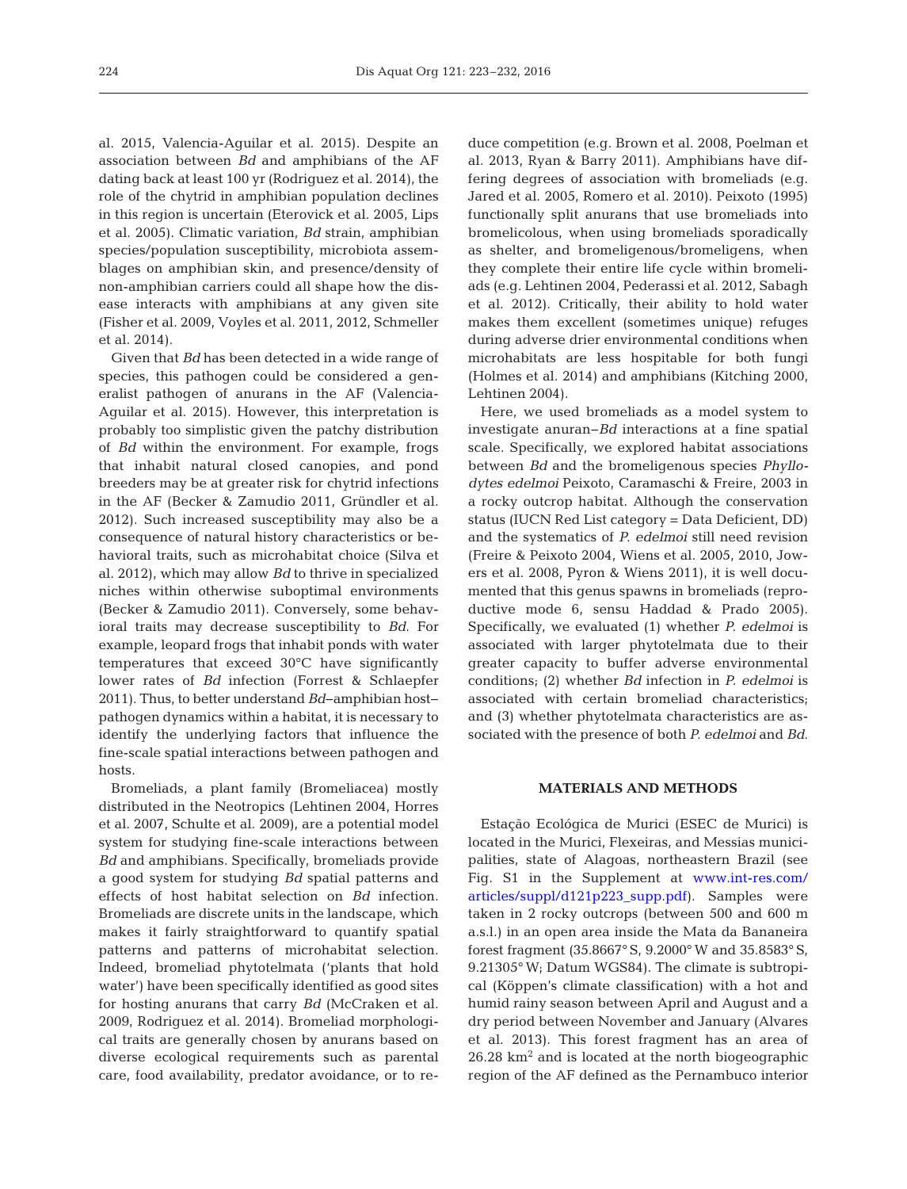al. 2015, Valencia-Aguilar et al. 2015). Despite an association between *Bd* and amphibians of the AF dating back at least 100 yr (Rodriguez et al. 2014), the role of the chytrid in amphibian population declines in this region is uncertain (Eterovick et al. 2005, Lips et al. 2005). Climatic variation, *Bd* strain, amphibian species/population susceptibility, microbiota assemblages on amphibian skin, and presence/density of non-amphibian carriers could all shape how the disease interacts with amphibians at any given site (Fisher et al. 2009, Voyles et al. 2011, 2012, Schmeller et al. 2014).

Given that *Bd* has been detected in a wide range of species, this pathogen could be considered a generalist pathogen of anurans in the AF (Valencia-Aguilar et al. 2015). However, this interpretation is probably too simplistic given the patchy distribution of *Bd* within the environment. For example, frogs that inhabit natural closed canopies, and pond breeders may be at greater risk for chytrid infections in the AF (Becker & Zamudio 2011, Gründler et al. 2012). Such increased susceptibility may also be a consequence of natural history characteristics or behavioral traits, such as microhabitat choice (Silva et al. 2012), which may allow *Bd* to thrive in specialized niches within otherwise suboptimal environments (Becker & Zamudio 2011). Conversely, some behavioral traits may decrease susceptibility to *Bd*. For example, leopard frogs that inhabit ponds with water temperatures that exceed 30°C have significantly lower rates of *Bd* infection (Forrest & Schlaepfer 2011). Thus, to better understand *Bd*–amphibian host–pathogen dynamics within a habitat, it is necessary to identify the underlying factors that influence the fine-scale spatial interactions between pathogen and hosts.

Bromeliads, a plant family (Bromeliacea) mostly distributed in the Neotropics (Lehtinen 2004, Horres et al. 2007, Schulte et al. 2009), are a potential model system for studying fine-scale interactions between *Bd* and amphibians. Specifically, bromeliads provide a good system for studying *Bd* spatial patterns and effects of host habitat selection on *Bd* infection. Bromeliads are discrete units in the landscape, which makes it fairly straightforward to quantify spatial patterns and patterns of microhabitat selection. Indeed, bromeliad phytotelmata ('plants that hold water') have been specifically identified as good sites for hosting anurans that carry *Bd* (McCraken et al. 2009, Rodriguez et al. 2014). Bromeliad morphological traits are generally chosen by anurans based on diverse ecological requirements such as parental care, food availability, predator avoidance, or to reduce competition (e.g. Brown et al. 2008, Poelman et al. 2013, Ryan & Barry 2011). Amphibians have differing degrees of association with bromeliads (e.g. Jared et al. 2005, Romero et al. 2010). Peixoto (1995) functionally split anurans that use bromeliads into bromelicolous, when using bromeliads sporadically as shelter, and bromeligenous/bromeligens, when they complete their entire life cycle within bromeliads (e.g. Lehtinen 2004, Pederassi et al. 2012, Sabagh et al. 2012). Critically, their ability to hold water makes them excellent (sometimes unique) refuges during adverse drier environmental conditions when microhabitats are less hospitable for both fungi (Holmes et al. 2014) and amphibians (Kitching 2000, Lehtinen 2004).

Here, we used bromeliads as a model system to investigate anuran–*Bd* interactions at a fine spatial scale. Specifically, we explored habitat associations between *Bd* and the bromeligenous species *Phyllodytes edelmoi* Peixoto, Caramaschi & Freire, 2003 in a rocky outcrop habitat. Although the conservation status (IUCN Red List category = Data Deficient, DD) and the systematics of *P. edelmoi* still need revision (Freire & Peixoto 2004, Wiens et al. 2005, 2010, Jowers et al. 2008, Pyron & Wiens 2011), it is well documented that this genus spawns in bromeliads (reproductive mode 6, sensu Haddad & Prado 2005). Specifically, we evaluated (1) whether *P. edelmoi* is associated with larger phytotelmata due to their greater capacity to buffer adverse environmental conditions; (2) whether *Bd* infection in *P. edelmoi* is associated with certain bromeliad characteristics; and (3) whether phytotelmata characteristics are associated with the presence of both *P. edelmoi* and *Bd*.

## MATERIALS AND METHODS

Estação Ecológica de Murici (ESEC de Murici) is located in the Murici, Flexeiras, and Messias municipalities, state of Alagoas, northeastern Brazil (see Fig. S1 in the Supplement at www.int-res.com/articles/suppl/d121p223_supp.pdf). Samples were taken in 2 rocky outcrops (between 500 and 600 m a.s.l.) in an open area inside the Mata da Bananeira forest fragment (35.8667° S, 9.2000° W and 35.8583° S, 9.21305° W; Datum WGS84). The climate is subtropical (Köppen's climate classification) with a hot and humid rainy season between April and August and a dry period between November and January (Alvares et al. 2013). This forest fragment has an area of 26.28 km$^2$ and is located at the north biogeographic region of the AF defined as the Pernambuco interior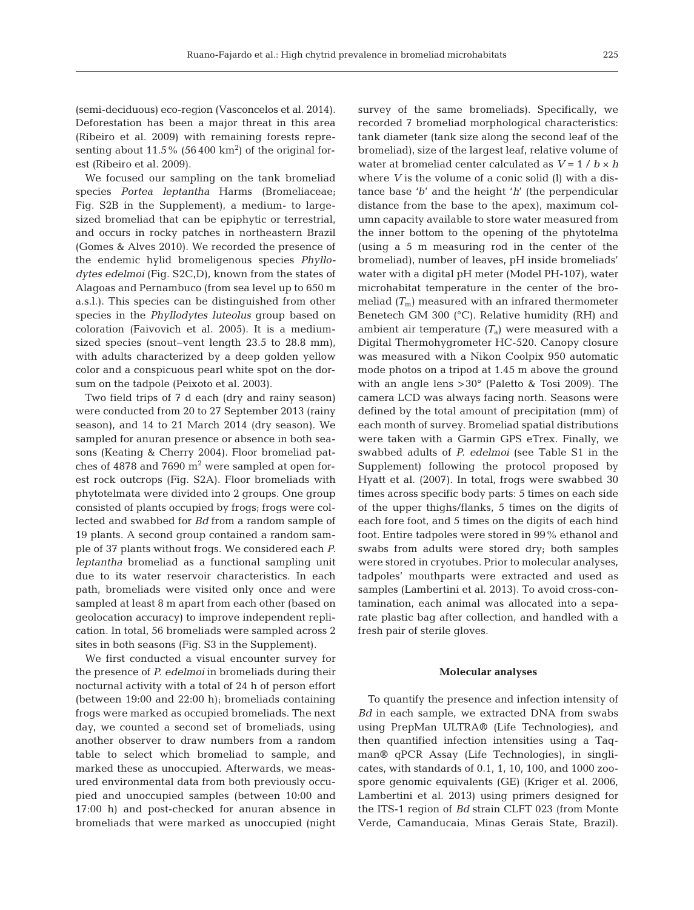(semi-deciduous) eco-region (Vasconcelos et al. 2014). Deforestation has been a major threat in this area (Ribeiro et al. 2009) with remaining forests representing about 11.5% (56 400 km$^2$) of the original forest (Ribeiro et al. 2009).

We focused our sampling on the tank bromeliad species *Portea leptantha* Harms (Bromeliaceae; Fig. S2B in the Supplement), a medium- to large-sized bromeliad that can be epiphytic or terrestrial, and occurs in rocky patches in northeastern Brazil (Gomes & Alves 2010). We recorded the presence of the endemic hylid bromeligenous species *Phyllodytes edelmoi* (Fig. S2C,D), known from the states of Alagoas and Pernambuco (from sea level up to 650 m a.s.l.). This species can be distinguished from other species in the *Phyllodytes luteolus* group based on coloration (Faivovich et al. 2005). It is a medium-sized species (snout–vent length 23.5 to 28.8 mm), with adults characterized by a deep golden yellow color and a conspicuous pearl white spot on the dorsum on the tadpole (Peixoto et al. 2003).

Two field trips of 7 d each (dry and rainy season) were conducted from 20 to 27 September 2013 (rainy season), and 14 to 21 March 2014 (dry season). We sampled for anuran presence or absence in both seasons (Keating & Cherry 2004). Floor bromeliad patches of 4878 and 7690 m$^2$ were sampled at open forest rock outcrops (Fig. S2A). Floor bromeliads with phytotelmata were divided into 2 groups. One group consisted of plants occupied by frogs; frogs were collected and swabbed for *Bd* from a random sample of 19 plants. A second group contained a random sample of 37 plants without frogs. We considered each *P. leptantha* bromeliad as a functional sampling unit due to its water reservoir characteristics. In each path, bromeliads were visited only once and were sampled at least 8 m apart from each other (based on geolocation accuracy) to improve independent replication. In total, 56 bromeliads were sampled across 2 sites in both seasons (Fig. S3 in the Supplement).

We first conducted a visual encounter survey for the presence of *P. edelmoi* in bromeliads during their nocturnal activity with a total of 24 h of person effort (between 19:00 and 22:00 h); bromeliads containing frogs were marked as occupied bromeliads. The next day, we counted a second set of bromeliads, using another observer to draw numbers from a random table to select which bromeliad to sample, and marked these as unoccupied. Afterwards, we measured environmental data from both previously occupied and unoccupied samples (between 10:00 and 17:00 h) and post-checked for anuran absence in bromeliads that were marked as unoccupied (night survey of the same bromeliads). Specifically, we recorded 7 bromeliad morphological characteristics: tank diameter (tank size along the second leaf of the bromeliad), size of the largest leaf, relative volume of water at bromeliad center calculated as $V = 1 / b \times h$ where $V$ is the volume of a conic solid (l) with a distance base '$b$' and the height '$h$' (the perpendicular distance from the base to the apex), maximum column capacity available to store water measured from the inner bottom to the opening of the phytotelma (using a 5 m measuring rod in the center of the bromeliad), number of leaves, pH inside bromeliads' water with a digital pH meter (Model PH-107), water microhabitat temperature in the center of the bromeliad ($T_m$) measured with an infrared thermometer Benetech GM 300 (°C). Relative humidity (RH) and ambient air temperature ($T_a$) were measured with a Digital Thermohygrometer HC-520. Canopy closure was measured with a Nikon Coolpix 950 automatic mode photos on a tripod at 1.45 m above the ground with an angle lens >30° (Paletto & Tosi 2009). The camera LCD was always facing north. Seasons were defined by the total amount of precipitation (mm) of each month of survey. Bromeliad spatial distributions were taken with a Garmin GPS eTrex. Finally, we swabbed adults of *P. edelmoi* (see Table S1 in the Supplement) following the protocol proposed by Hyatt et al. (2007). In total, frogs were swabbed 30 times across specific body parts: 5 times on each side of the upper thighs/flanks, 5 times on the digits of each fore foot, and 5 times on the digits of each hind foot. Entire tadpoles were stored in 99% ethanol and swabs from adults were stored dry; both samples were stored in cryotubes. Prior to molecular analyses, tadpoles' mouthparts were extracted and used as samples (Lambertini et al. 2013). To avoid cross-contamination, each animal was allocated into a separate plastic bag after collection, and handled with a fresh pair of sterile gloves.

### Molecular analyses

To quantify the presence and infection intensity of *Bd* in each sample, we extracted DNA from swabs using PrepMan ULTRA® (Life Technologies), and then quantified infection intensities using a Taqman® qPCR Assay (Life Technologies), in singlicates, with standards of 0.1, 1, 10, 100, and 1000 zoospore genomic equivalents (GE) (Kriger et al. 2006, Lambertini et al. 2013) using primers designed for the ITS-1 region of *Bd* strain CLFT 023 (from Monte Verde, Camanducaia, Minas Gerais State, Brazil).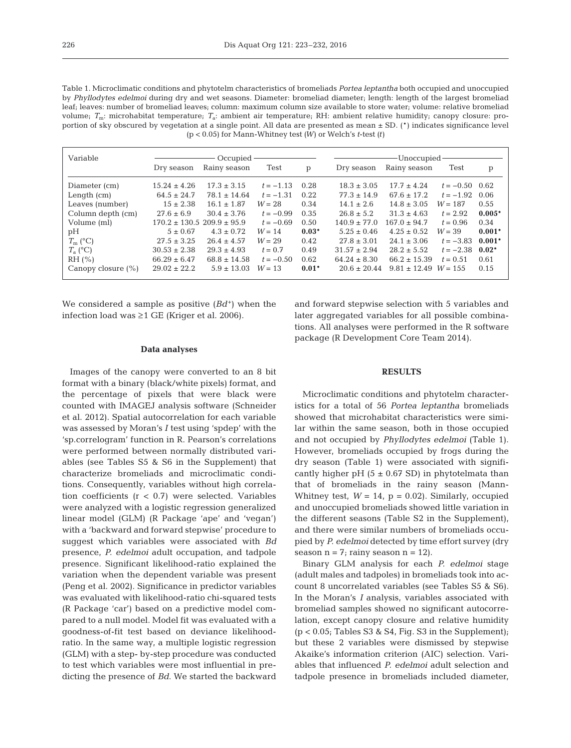Table 1. Microclimatic conditions and phytotelm characteristics of bromeliads *Portea leptantha* both occupied and unoccupied by *Phyllodytes edelmoi* during dry and wet seasons. Diameter: bromeliad diameter; length: length of the largest bromeliad leaf; leaves: number of bromeliad leaves; column: maximum column size available to store water; volume: relative bromeliad volume; $T_m$: microhabitat temperature; $T_a$: ambient air temperature; RH: ambient relative humidity; canopy closure: proportion of sky obscured by vegetation at a single point. All data are presented as mean ± SD. (\*) indicates significance level ($p < 0.05$) for Mann-Whitney test ($W$) or Welch's $t$-test ($t$)

| Variable | Occupied | | | | Unoccupied | | | |
|---|---|---|---|---|---|---|---|---|
| | Dry season | Rainy season | Test | p | Dry season | Rainy season | Test | p |
| Diameter (cm) | 15.24 ± 4.26 | 17.3 ± 3.15 | $t = -1.13$ | 0.28 | 18.3 ± 3.05 | 17.7 ± 4.24 | $t = -0.50$ | 0.62 |
| Length (cm) | 64.5 ± 24.7 | 78.1 ± 14.64 | $t = -1.31$ | 0.22 | 77.3 ± 14.9 | 67.6 ± 17.2 | $t = -1.92$ | 0.06 |
| Leaves (number) | 15 ± 2.38 | 16.1 ± 1.87 | $W = 28$ | 0.34 | 14.1 ± 2.6 | 14.8 ± 3.05 | $W = 187$ | 0.55 |
| Column depth (cm) | 27.6 ± 6.9 | 30.4 ± 3.76 | $t = -0.99$ | 0.35 | 26.8 ± 5.2 | 31.3 ± 4.63 | $t = 2.92$ | **0.005\*** |
| Volume (ml) | 170.2 ± 130.5 | 209.9 ± 95.9 | $t = -0.69$ | 0.50 | 140.9 ± 77.0 | 167.0 ± 94.7 | $t = 0.96$ | 0.34 |
| pH | 5 ± 0.67 | 4.3 ± 0.72 | $W = 14$ | **0.03\*** | 5.25 ± 0.46 | 4.25 ± 0.52 | $W = 39$ | **0.001\*** |
| $T_m$ (°C) | 27.5 ± 3.25 | 26.4 ± 4.57 | $W = 29$ | 0.42 | 27.8 ± 3.01 | 24.1 ± 3.06 | $t = -3.83$ | **0.001\*** |
| $T_a$ (°C) | 30.53 ± 2.38 | 29.3 ± 4.93 | $t = 0.7$ | 0.49 | 31.57 ± 2.94 | 28.2 ± 5.52 | $t = -2.38$ | **0.02\*** |
| RH (%) | 66.29 ± 6.47 | 68.8 ± 14.58 | $t = -0.50$ | 0.62 | 64.24 ± 8.30 | 66.2 ± 15.39 | $t = 0.51$ | 0.61 |
| Canopy closure (%) | 29.02 ± 22.2 | 5.9 ± 13.03 | $W = 13$ | **0.01\*** | 20.6 ± 20.44 | 9.81 ± 12.49 | $W = 155$ | 0.15 |

We considered a sample as positive ($Bd^+$) when the infection load was ≥1 GE (Kriger et al. 2006).

### Data analyses

Images of the canopy were converted to an 8 bit format with a binary (black/white pixels) format, and the percentage of pixels that were black were counted with IMAGEJ analysis software (Schneider et al. 2012). Spatial autocorrelation for each variable was assessed by Moran's *I* test using 'spdep' with the 'sp.correlogram' function in R. Pearson's correlations were performed between normally distributed variables (see Tables S5 & S6 in the Supplement) that characterize bromeliads and microclimatic conditions. Consequently, variables without high correlation coefficients ($r < 0.7$) were selected. Variables were analyzed with a logistic regression generalized linear model (GLM) (R Package 'ape' and 'vegan') with a 'backward and forward stepwise' procedure to suggest which variables were associated with *Bd* presence, *P. edelmoi* adult occupation, and tadpole presence. Significant likelihood-ratio explained the variation when the dependent variable was present (Peng et al. 2002). Significance in predictor variables was evaluated with likelihood-ratio chi-squared tests (R Package 'car') based on a predictive model compared to a null model. Model fit was evaluated with a goodness-of-fit test based on deviance likelihood-ratio. In the same way, a multiple logistic regression (GLM) with a step- by-step procedure was conducted to test which variables were most influential in predicting the presence of *Bd*. We started the backward and forward stepwise selection with 5 variables and later aggregated variables for all possible combinations. All analyses were performed in the R software package (R Development Core Team 2014).

## RESULTS

Microclimatic conditions and phytotelm characteristics for a total of 56 *Portea leptantha* bromeliads showed that microhabitat characteristics were similar within the same season, both in those occupied and not occupied by *Phyllodytes edelmoi* (Table 1). However, bromeliads occupied by frogs during the dry season (Table 1) were associated with significantly higher pH (5 ± 0.67 SD) in phytotelmata than that of bromeliads in the rainy season (Mann-Whitney test, $W = 14$, $p = 0.02$). Similarly, occupied and unoccupied bromeliads showed little variation in the different seasons (Table S2 in the Supplement), and there were similar numbers of bromeliads occupied by *P. edelmoi* detected by time effort survey (dry season $n = 7$; rainy season $n = 12$).

Binary GLM analysis for each *P. edelmoi* stage (adult males and tadpoles) in bromeliads took into account 8 uncorrelated variables (see Tables S5 & S6). In the Moran's *I* analysis, variables associated with bromeliad samples showed no significant autocorrelation, except canopy closure and relative humidity ($p < 0.05$; Tables S3 & S4, Fig. S3 in the Supplement); but these 2 variables were dismissed by stepwise Akaike's information criterion (AIC) selection. Variables that influenced *P. edelmoi* adult selection and tadpole presence in bromeliads included diameter,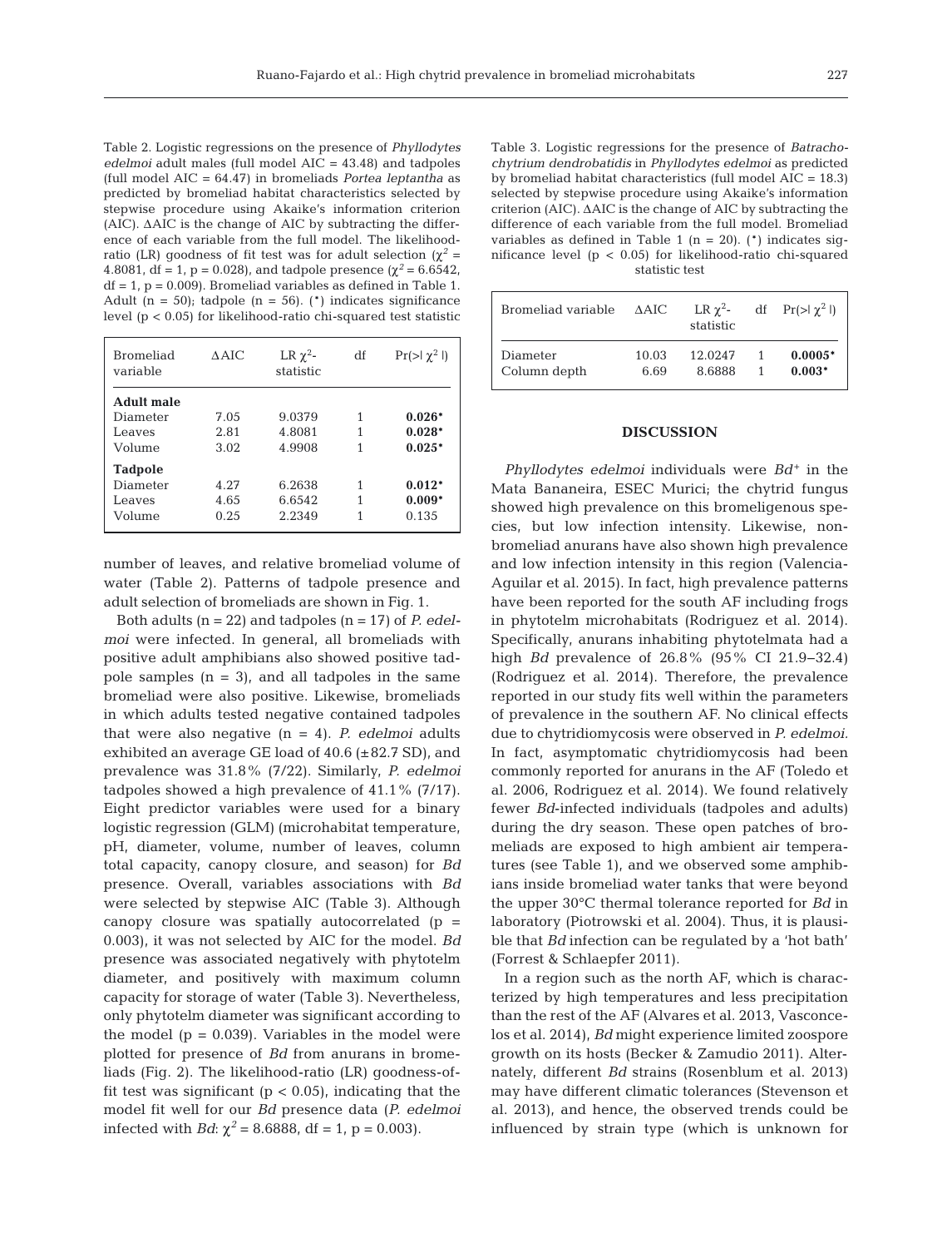Table 2. Logistic regressions on the presence of *Phyllodytes edelmoi* adult males (full model AIC = 43.48) and tadpoles (full model AIC = 64.47) in bromeliads *Portea leptantha* as predicted by bromeliad habitat characteristics selected by stepwise procedure using Akaike's information criterion (AIC). ΔAIC is the change of AIC by subtracting the difference of each variable from the full model. The likelihood-ratio (LR) goodness of fit test was for adult selection ($\chi^2$ = 4.8081, df = 1, p = 0.028), and tadpole presence ($\chi^2$ = 6.6542, df = 1, p = 0.009). Bromeliad variables as defined in Table 1. Adult (n = 50); tadpole (n = 56). (*) indicates significance level (p < 0.05) for likelihood-ratio chi-squared test statistic

| Bromeliad variable | ΔAIC | LR $\chi^2$-statistic | df | Pr(>\| $\chi^2$ \|) |
|---|---|---|---|---|
| **Adult male** | | | | |
| Diameter | 7.05 | 9.0379 | 1 | **0.026*** |
| Leaves | 2.81 | 4.8081 | 1 | **0.028*** |
| Volume | 3.02 | 4.9908 | 1 | **0.025*** |
| **Tadpole** | | | | |
| Diameter | 4.27 | 6.2638 | 1 | **0.012*** |
| Leaves | 4.65 | 6.6542 | 1 | **0.009*** |
| Volume | 0.25 | 2.2349 | 1 | 0.135 |

number of leaves, and relative bromeliad volume of water (Table 2). Patterns of tadpole presence and adult selection of bromeliads are shown in Fig. 1.

Both adults (n = 22) and tadpoles (n = 17) of *P. edelmoi* were infected. In general, all bromeliads with positive adult amphibians also showed positive tadpole samples (n = 3), and all tadpoles in the same bromeliad were also positive. Likewise, bromeliads in which adults tested negative contained tadpoles that were also negative (n = 4). *P. edelmoi* adults exhibited an average GE load of 40.6 (±82.7 SD), and prevalence was 31.8% (7/22). Similarly, *P. edelmoi* tadpoles showed a high prevalence of 41.1% (7/17). Eight predictor variables were used for a binary logistic regression (GLM) (microhabitat temperature, pH, diameter, volume, number of leaves, column total capacity, canopy closure, and season) for *Bd* presence. Overall, variables associations with *Bd* were selected by stepwise AIC (Table 3). Although canopy closure was spatially autocorrelated (p = 0.003), it was not selected by AIC for the model. *Bd* presence was associated negatively with phytotelm diameter, and positively with maximum column capacity for storage of water (Table 3). Nevertheless, only phytotelm diameter was significant according to the model (p = 0.039). Variables in the model were plotted for presence of *Bd* from anurans in bromeliads (Fig. 2). The likelihood-ratio (LR) goodness-of-fit test was significant (p < 0.05), indicating that the model fit well for our *Bd* presence data (*P. edelmoi* infected with *Bd*: $\chi^2$ = 8.6888, df = 1, p = 0.003).

Table 3. Logistic regressions for the presence of *Batrachochytrium dendrobatidis* in *Phyllodytes edelmoi* as predicted by bromeliad habitat characteristics (full model AIC = 18.3) selected by stepwise procedure using Akaike's information criterion (AIC). ΔAIC is the change of AIC by subtracting the difference of each variable from the full model. Bromeliad variables as defined in Table 1 (n = 20). (*) indicates significance level (p < 0.05) for likelihood-ratio chi-squared statistic test

| Bromeliad variable | ΔAIC | LR $\chi^2$-statistic | df | Pr(>\| $\chi^2$ \|) |
|---|---|---|---|---|
| Diameter | 10.03 | 12.0247 | 1 | **0.0005*** |
| Column depth | 6.69 | 8.6888 | 1 | **0.003*** |

## DISCUSSION

*Phyllodytes edelmoi* individuals were $Bd^+$ in the Mata Bananeira, ESEC Murici; the chytrid fungus showed high prevalence on this bromeligenous species, but low infection intensity. Likewise, non-bromeliad anurans have also shown high prevalence and low infection intensity in this region (Valencia-Aguilar et al. 2015). In fact, high prevalence patterns have been reported for the south AF including frogs in phytotelm microhabitats (Rodriguez et al. 2014). Specifically, anurans inhabiting phytotelmata had a high *Bd* prevalence of 26.8% (95% CI 21.9–32.4) (Rodriguez et al. 2014). Therefore, the prevalence reported in our study fits well within the parameters of prevalence in the southern AF. No clinical effects due to chytridiomycosis were observed in *P. edelmoi*. In fact, asymptomatic chytridiomycosis had been commonly reported for anurans in the AF (Toledo et al. 2006, Rodriguez et al. 2014). We found relatively fewer *Bd*-infected individuals (tadpoles and adults) during the dry season. These open patches of bromeliads are exposed to high ambient air temperatures (see Table 1), and we observed some amphibians inside bromeliad water tanks that were beyond the upper 30°C thermal tolerance reported for *Bd* in laboratory (Piotrowski et al. 2004). Thus, it is plausible that *Bd* infection can be regulated by a 'hot bath' (Forrest & Schlaepfer 2011).

In a region such as the north AF, which is characterized by high temperatures and less precipitation than the rest of the AF (Alvares et al. 2013, Vasconcelos et al. 2014), *Bd* might experience limited zoospore growth on its hosts (Becker & Zamudio 2011). Alternately, different *Bd* strains (Rosenblum et al. 2013) may have different climatic tolerances (Stevenson et al. 2013), and hence, the observed trends could be influenced by strain type (which is unknown for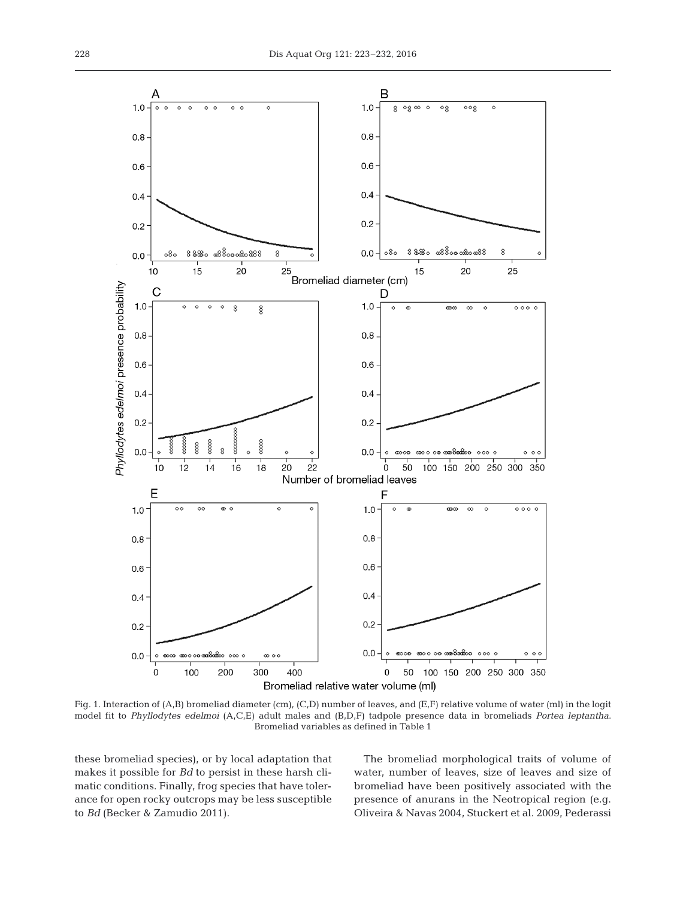Fig. 1. Interaction of (A,B) bromeliad diameter (cm), (C,D) number of leaves, and (E,F) relative volume of water (ml) in the logit model fit to *Phyllodytes edelmoi* (A,C,E) adult males and (B,D,F) tadpole presence data in bromeliads *Portea leptantha*. Bromeliad variables as defined in Table 1

these bromeliad species), or by local adaptation that makes it possible for *Bd* to persist in these harsh climatic conditions. Finally, frog species that have tolerance for open rocky outcrops may be less susceptible to *Bd* (Becker & Zamudio 2011).

The bromeliad morphological traits of volume of water, number of leaves, size of leaves and size of bromeliad have been positively associated with the presence of anurans in the Neotropical region (e.g. Oliveira & Navas 2004, Stuckert et al. 2009, Pederassi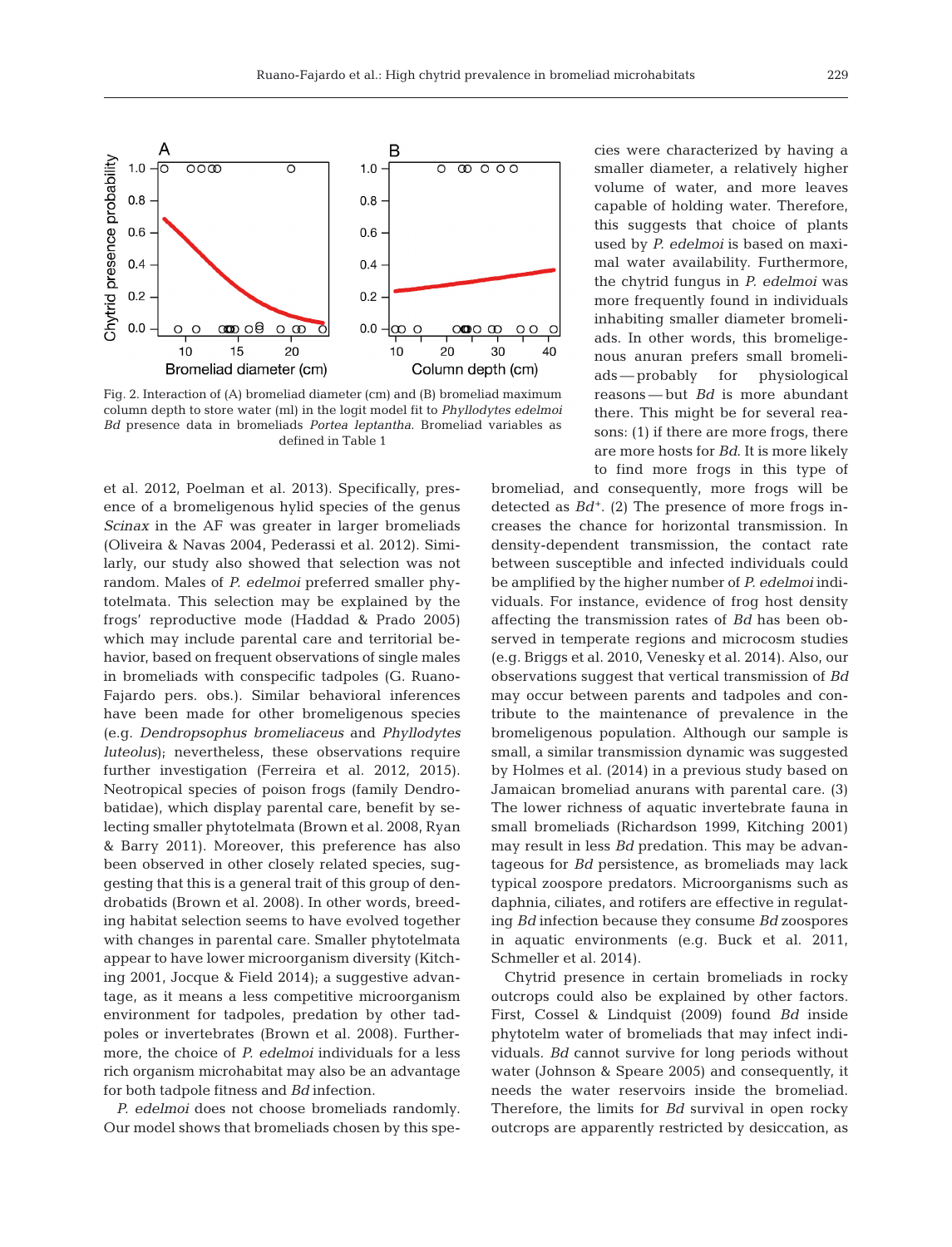Fig. 2. Interaction of (A) bromeliad diameter (cm) and (B) bromeliad maximum column depth to store water (ml) in the logit model fit to *Phyllodytes edelmoi* *Bd* presence data in bromeliads *Portea leptantha*. Bromeliad variables as defined in Table 1

et al. 2012, Poelman et al. 2013). Specifically, presence of a bromeligenous hylid species of the genus *Scinax* in the AF was greater in larger bromeliads (Oliveira & Navas 2004, Pederassi et al. 2012). Similarly, our study also showed that selection was not random. Males of *P. edelmoi* preferred smaller phytotelmata. This selection may be explained by the frogs' reproductive mode (Haddad & Prado 2005) which may include parental care and territorial behavior, based on frequent observations of single males in bromeliads with conspecific tadpoles (G. Ruano-Fajardo pers. obs.). Similar behavioral inferences have been made for other bromeligenous species (e.g. *Dendropsophus bromeliaceus* and *Phyllodytes luteolus*); nevertheless, these observations require further investigation (Ferreira et al. 2012, 2015). Neotropical species of poison frogs (family Dendrobatidae), which display parental care, benefit by selecting smaller phytotelmata (Brown et al. 2008, Ryan & Barry 2011). Moreover, this preference has also been observed in other closely related species, suggesting that this is a general trait of this group of dendrobatids (Brown et al. 2008). In other words, breeding habitat selection seems to have evolved together with changes in parental care. Smaller phytotelmata appear to have lower microorganism diversity (Kitching 2001, Jocque & Field 2014); a suggestive advantage, as it means a less competitive microorganism environment for tadpoles, predation by other tadpoles or invertebrates (Brown et al. 2008). Furthermore, the choice of *P. edelmoi* individuals for a less rich organism microhabitat may also be an advantage for both tadpole fitness and *Bd* infection.

*P. edelmoi* does not choose bromeliads randomly. Our model shows that bromeliads chosen by this species were characterized by having a smaller diameter, a relatively higher volume of water, and more leaves capable of holding water. Therefore, this suggests that choice of plants used by *P. edelmoi* is based on maximal water availability. Furthermore, the chytrid fungus in *P. edelmoi* was more frequently found in individuals inhabiting smaller diameter bromeliads. In other words, this bromeligenous anuran prefers small bromeliads — probably for physiological reasons — but *Bd* is more abundant there. This might be for several reasons: (1) if there are more frogs, there are more hosts for *Bd*. It is more likely to find more frogs in this type of bromeliad, and consequently, more frogs will be detected as $Bd^{+}$. (2) The presence of more frogs increases the chance for horizontal transmission. In density-dependent transmission, the contact rate between susceptible and infected individuals could be amplified by the higher number of *P. edelmoi* individuals. For instance, evidence of frog host density affecting the transmission rates of *Bd* has been observed in temperate regions and microcosm studies (e.g. Briggs et al. 2010, Venesky et al. 2014). Also, our observations suggest that vertical transmission of *Bd* may occur between parents and tadpoles and contribute to the maintenance of prevalence in the bromeligenous population. Although our sample is small, a similar transmission dynamic was suggested by Holmes et al. (2014) in a previous study based on Jamaican bromeliad anurans with parental care. (3) The lower richness of aquatic invertebrate fauna in small bromeliads (Richardson 1999, Kitching 2001) may result in less *Bd* predation. This may be advantageous for *Bd* persistence, as bromeliads may lack typical zoospore predators. Microorganisms such as daphnia, ciliates, and rotifers are effective in regulating *Bd* infection because they consume *Bd* zoospores in aquatic environments (e.g. Buck et al. 2011, Schmeller et al. 2014).

Chytrid presence in certain bromeliads in rocky outcrops could also be explained by other factors. First, Cossel & Lindquist (2009) found *Bd* inside phytotelm water of bromeliads that may infect individuals. *Bd* cannot survive for long periods without water (Johnson & Speare 2005) and consequently, it needs the water reservoirs inside the bromeliad. Therefore, the limits for *Bd* survival in open rocky outcrops are apparently restricted by desiccation, as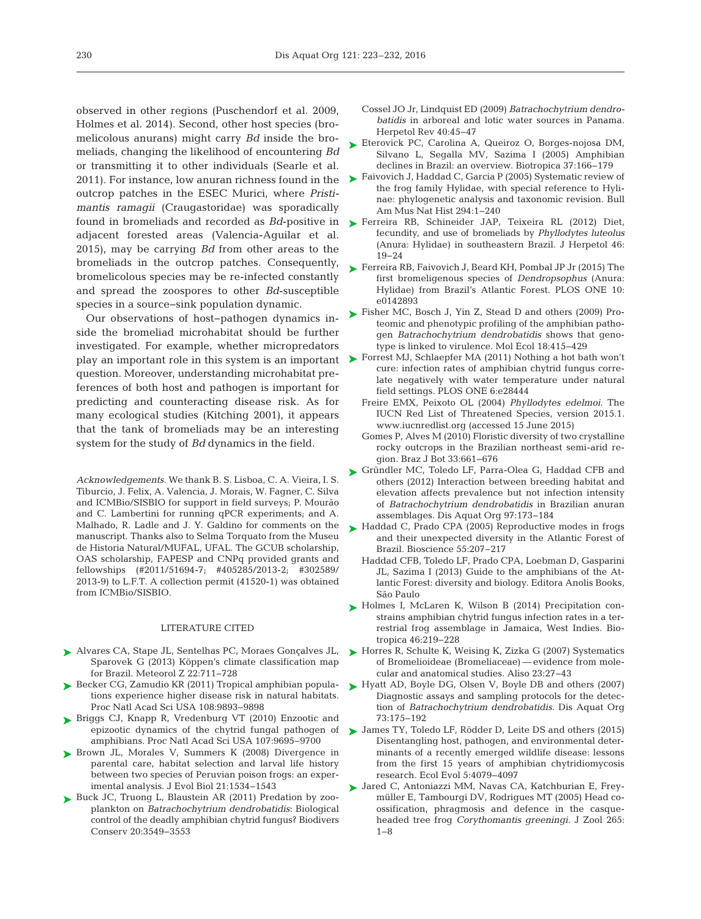observed in other regions (Puschendorf et al. 2009, Holmes et al. 2014). Second, other host species (bromelicolous anurans) might carry *Bd* inside the bromeliads, changing the likelihood of encountering *Bd* or transmitting it to other individuals (Searle et al. 2011). For instance, low anuran richness found in the outcrop patches in the ESEC Murici, where *Pristimantis ramagii* (Craugastoridae) was sporadically found in bromeliads and recorded as *Bd*-positive in adjacent forested areas (Valencia-Aguilar et al. 2015), may be carrying *Bd* from other areas to the bromeliads in the outcrop patches. Consequently, bromelicolous species may be re-infected constantly and spread the zoospores to other *Bd*-susceptible species in a source–sink population dynamic.

Our observations of host–pathogen dynamics inside the bromeliad microhabitat should be further investigated. For example, whether micropredators play an important role in this system is an important question. Moreover, understanding microhabitat preferences of both host and pathogen is important for predicting and counteracting disease risk. As for many ecological studies (Kitching 2001), it appears that the tank of bromeliads may be an interesting system for the study of *Bd* dynamics in the field.

*Acknowledgements*. We thank B. S. Lisboa, C. A. Vieira, I. S. Tiburcio, J. Felix, A. Valencia, J. Morais, W. Fagner, C. Silva and ICMBio/SISBIO for support in field surveys; P. Mourão and C. Lambertini for running qPCR experiments; and A. Malhado, R. Ladle and J. Y. Galdino for comments on the manuscript. Thanks also to Selma Torquato from the Museu de Historia Natural/MUFAL, UFAL. The GCUB scholarship, OAS scholarship, FAPESP and CNPq provided grants and fellowships (#2011/51694-7; #405285/2013-2; #302589/2013-9) to L.F.T. A collection permit (41520-1) was obtained from ICMBio/SISBIO.

## LITERATURE CITED

- Alvares CA, Stape JL, Sentelhas PC, Moraes Gonçalves JL, Sparovek G (2013) Köppen's climate classification map for Brazil. Meteorol Z 22:711–728
- Becker CG, Zamudio KR (2011) Tropical amphibian populations experience higher disease risk in natural habitats. Proc Natl Acad Sci USA 108:9893–9898
- Briggs CJ, Knapp R, Vredenburg VT (2010) Enzootic and epizootic dynamics of the chytrid fungal pathogen of amphibians. Proc Natl Acad Sci USA 107:9695–9700
- Brown JL, Morales V, Summers K (2008) Divergence in parental care, habitat selection and larval life history between two species of Peruvian poison frogs: an experimental analysis. J Evol Biol 21:1534–1543
- Buck JC, Truong L, Blaustein AR (2011) Predation by zooplankton on *Batrachochytrium dendrobatidis*: Biological control of the deadly amphibian chytrid fungus? Biodivers Conserv 20:3549–3553
- Cossel JO Jr, Lindquist ED (2009) *Batrachochytrium dendrobatidis* in arboreal and lotic water sources in Panama. Herpetol Rev 40:45–47
- Eterovick PC, Carolina A, Queiroz O, Borges-nojosa DM, Silvano L, Segalla MV, Sazima I (2005) Amphibian declines in Brazil: an overview. Biotropica 37:166–179
- Faivovich J, Haddad C, Garcia P (2005) Systematic review of the frog family Hylidae, with special reference to Hylinae: phylogenetic analysis and taxonomic revision. Bull Am Mus Nat Hist 294:1–240
- Ferreira RB, Schineider JAP, Teixeira RL (2012) Diet, fecundity, and use of bromeliads by *Phyllodytes luteolus* (Anura: Hylidae) in southeastern Brazil. J Herpetol 46: 19–24
- Ferreira RB, Faivovich J, Beard KH, Pombal JP Jr (2015) The first bromeligenous species of *Dendropsophus* (Anura: Hylidae) from Brazil's Atlantic Forest. PLOS ONE 10: e0142893
- Fisher MC, Bosch J, Yin Z, Stead D and others (2009) Proteomic and phenotypic profiling of the amphibian pathogen *Batrachochytrium dendrobatidis* shows that genotype is linked to virulence. Mol Ecol 18:415–429
- Forrest MJ, Schlaepfer MA (2011) Nothing a hot bath won't cure: infection rates of amphibian chytrid fungus correlate negatively with water temperature under natural field settings. PLOS ONE 6:e28444
- Freire EMX, Peixoto OL (2004) *Phyllodytes edelmoi*. The IUCN Red List of Threatened Species, version 2015.1. www.iucnredlist.org (accessed 15 June 2015)
- Gomes P, Alves M (2010) Floristic diversity of two crystalline rocky outcrops in the Brazilian northeast semi-arid region. Braz J Bot 33:661–676
- Gründler MC, Toledo LF, Parra-Olea G, Haddad CFB and others (2012) Interaction between breeding habitat and elevation affects prevalence but not infection intensity of *Batrachochytrium dendrobatidis* in Brazilian anuran assemblages. Dis Aquat Org 97:173–184
- Haddad C, Prado CPA (2005) Reproductive modes in frogs and their unexpected diversity in the Atlantic Forest of Brazil. Bioscience 55:207–217
- Haddad CFB, Toledo LF, Prado CPA, Loebman D, Gasparini JL, Sazima I (2013) Guide to the amphibians of the Atlantic Forest: diversity and biology. Editora Anolis Books, São Paulo
- Holmes I, McLaren K, Wilson B (2014) Precipitation constrains amphibian chytrid fungus infection rates in a terrestrial frog assemblage in Jamaica, West Indies. Biotropica 46:219–228
- Horres R, Schulte K, Weising K, Zizka G (2007) Systematics of Bromelioideae (Bromeliaceae) — evidence from molecular and anatomical studies. Aliso 23:27–43
- Hyatt AD, Boyle DG, Olsen V, Boyle DB and others (2007) Diagnostic assays and sampling protocols for the detection of *Batrachochytrium dendrobatidis*. Dis Aquat Org 73:175–192
- James TY, Toledo LF, Rödder D, Leite DS and others (2015) Disentangling host, pathogen, and environmental determinants of a recently emerged wildlife disease: lessons from the first 15 years of amphibian chytridiomycosis research. Ecol Evol 5:4079–4097
- Jared C, Antoniazzi MM, Navas CA, Katchburian E, Freymüller E, Tambourgi DV, Rodrigues MT (2005) Head co-ossification, phragmosis and defence in the casque-headed tree frog *Corythomantis greeningi*. J Zool 265: 1–8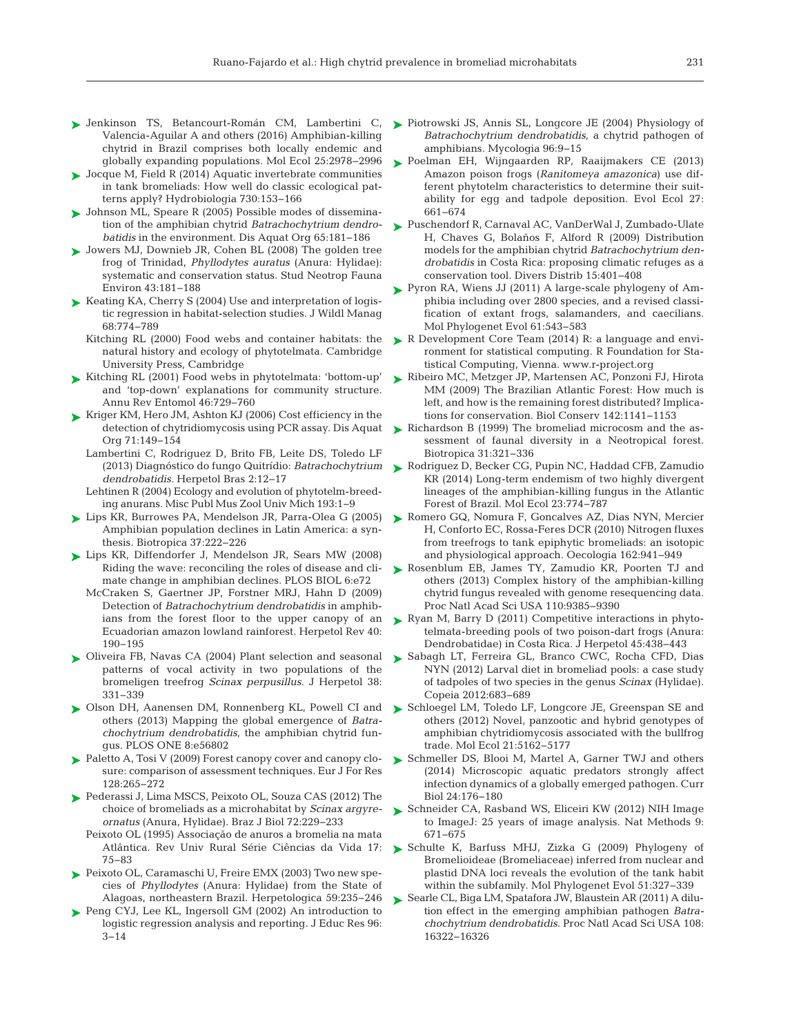Jenkinson TS, Betancourt-Román CM, Lambertini C, Valencia-Aguilar A and others (2016) Amphibian-killing chytrid in Brazil comprises both locally endemic and globally expanding populations. Mol Ecol 25:2978−2996

Jocque M, Field R (2014) Aquatic invertebrate communities in tank bromeliads: How well do classic ecological patterns apply? Hydrobiologia 730:153−166

Johnson ML, Speare R (2005) Possible modes of dissemination of the amphibian chytrid *Batrachochytrium dendrobatidis* in the environment. Dis Aquat Org 65:181−186

Jowers MJ, Downieb JR, Cohen BL (2008) The golden tree frog of Trinidad, *Phyllodytes auratus* (Anura: Hylidae): systematic and conservation status. Stud Neotrop Fauna Environ 43:181−188

Keating KA, Cherry S (2004) Use and interpretation of logistic regression in habitat-selection studies. J Wildl Manag 68:774−789

Kitching RL (2000) Food webs and container habitats: the natural history and ecology of phytotelmata. Cambridge University Press, Cambridge

Kitching RL (2001) Food webs in phytotelmata: 'bottom-up' and 'top-down' explanations for community structure. Annu Rev Entomol 46:729−760

Kriger KM, Hero JM, Ashton KJ (2006) Cost efficiency in the detection of chytridiomycosis using PCR assay. Dis Aquat Org 71:149−154

Lambertini C, Rodriguez D, Brito FB, Leite DS, Toledo LF (2013) Diagnóstico do fungo Quitrídio: *Batrachochytrium dendrobatidis*. Herpetol Bras 2:12−17

Lehtinen R (2004) Ecology and evolution of phytotelm-breeding anurans. Misc Publ Mus Zool Univ Mich 193:1−9

Lips KR, Burrowes PA, Mendelson JR, Parra-Olea G (2005) Amphibian population declines in Latin America: a synthesis. Biotropica 37:222−226

Lips KR, Diffendorfer J, Mendelson JR, Sears MW (2008) Riding the wave: reconciling the roles of disease and climate change in amphibian declines. PLOS BIOL 6:e72

McCraken S, Gaertner JP, Forstner MRJ, Hahn D (2009) Detection of *Batrachochytrium dendrobatidis* in amphibians from the forest floor to the upper canopy of an Ecuadorian amazon lowland rainforest. Herpetol Rev 40: 190−195

Oliveira FB, Navas CA (2004) Plant selection and seasonal patterns of vocal activity in two populations of the bromeligen treefrog *Scinax perpusillus*. J Herpetol 38: 331−339

Olson DH, Aanensen DM, Ronnenberg KL, Powell CI and others (2013) Mapping the global emergence of *Batrachochytrium dendrobatidis*, the amphibian chytrid fungus. PLOS ONE 8:e56802

Paletto A, Tosi V (2009) Forest canopy cover and canopy closure: comparison of assessment techniques. Eur J For Res 128:265−272

Pederassi J, Lima MSCS, Peixoto OL, Souza CAS (2012) The choice of bromeliads as a microhabitat by *Scinax argyreornatus* (Anura, Hylidae). Braz J Biol 72:229−233

Peixoto OL (1995) Associação de anuros a bromelia na mata Atlântica. Rev Univ Rural Série Ciências da Vida 17: 75−83

Peixoto OL, Caramaschi U, Freire EMX (2003) Two new species of *Phyllodytes* (Anura: Hylidae) from the State of Alagoas, northeastern Brazil. Herpetologica 59:235−246

Peng CYJ, Lee KL, Ingersoll GM (2002) An introduction to logistic regression analysis and reporting. J Educ Res 96: 3−14

Piotrowski JS, Annis SL, Longcore JE (2004) Physiology of *Batrachochytrium dendrobatidis*, a chytrid pathogen of amphibians. Mycologia 96:9−15

Poelman EH, Wijngaarden RP, Raaijmakers CE (2013) Amazon poison frogs (*Ranitomeya amazonica*) use different phytotelm characteristics to determine their suitability for egg and tadpole deposition. Evol Ecol 27: 661−674

Puschendorf R, Carnaval AC, VanDerWal J, Zumbado-Ulate H, Chaves G, Bolaños F, Alford R (2009) Distribution models for the amphibian chytrid *Batrachochytrium dendrobatidis* in Costa Rica: proposing climatic refuges as a conservation tool. Divers Distrib 15:401−408

Pyron RA, Wiens JJ (2011) A large-scale phylogeny of Amphibia including over 2800 species, and a revised classification of extant frogs, salamanders, and caecilians. Mol Phylogenet Evol 61:543−583

R Development Core Team (2014) R: a language and environment for statistical computing. R Foundation for Statistical Computing, Vienna. www.r-project.org

Ribeiro MC, Metzger JP, Martensen AC, Ponzoni FJ, Hirota MM (2009) The Brazilian Atlantic Forest: How much is left, and how is the remaining forest distributed? Implications for conservation. Biol Conserv 142:1141−1153

Richardson B (1999) The bromeliad microcosm and the assessment of faunal diversity in a Neotropical forest. Biotropica 31:321−336

Rodriguez D, Becker CG, Pupin NC, Haddad CFB, Zamudio KR (2014) Long-term endemism of two highly divergent lineages of the amphibian-killing fungus in the Atlantic Forest of Brazil. Mol Ecol 23:774−787

Romero GQ, Nomura F, Goncalves AZ, Dias NYN, Mercier H, Conforto EC, Rossa-Feres DCR (2010) Nitrogen fluxes from treefrogs to tank epiphytic bromeliads: an isotopic and physiological approach. Oecologia 162:941−949

Rosenblum EB, James TY, Zamudio KR, Poorten TJ and others (2013) Complex history of the amphibian-killing chytrid fungus revealed with genome resequencing data. Proc Natl Acad Sci USA 110:9385−9390

Ryan M, Barry D (2011) Competitive interactions in phytotelmata-breeding pools of two poison-dart frogs (Anura: Dendrobatidae) in Costa Rica. J Herpetol 45:438−443

Sabagh LT, Ferreira GL, Branco CWC, Rocha CFD, Dias NYN (2012) Larval diet in bromeliad pools: a case study of tadpoles of two species in the genus *Scinax* (Hylidae). Copeia 2012:683−689

Schloegel LM, Toledo LF, Longcore JE, Greenspan SE and others (2012) Novel, panzootic and hybrid genotypes of amphibian chytridiomycosis associated with the bullfrog trade. Mol Ecol 21:5162−5177

Schmeller DS, Blooi M, Martel A, Garner TWJ and others (2014) Microscopic aquatic predators strongly affect infection dynamics of a globally emerged pathogen. Curr Biol 24:176−180

Schneider CA, Rasband WS, Eliceiri KW (2012) NIH Image to ImageJ: 25 years of image analysis. Nat Methods 9: 671−675

Schulte K, Barfuss MHJ, Zizka G (2009) Phylogeny of Bromelioideae (Bromeliaceae) inferred from nuclear and plastid DNA loci reveals the evolution of the tank habit within the subfamily. Mol Phylogenet Evol 51:327−339

Searle CL, Biga LM, Spatafora JW, Blaustein AR (2011) A dilution effect in the emerging amphibian pathogen *Batrachochytrium dendrobatidis*. Proc Natl Acad Sci USA 108: 16322−16326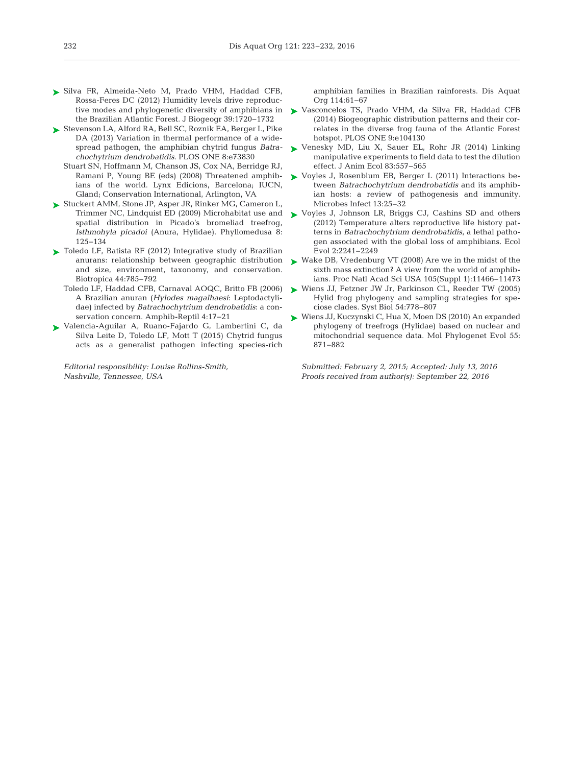Silva FR, Almeida-Neto M, Prado VHM, Haddad CFB, Rossa-Feres DC (2012) Humidity levels drive reproductive modes and phylogenetic diversity of amphibians in the Brazilian Atlantic Forest. J Biogeogr 39:1720–1732

Stevenson LA, Alford RA, Bell SC, Roznik EA, Berger L, Pike DA (2013) Variation in thermal performance of a widespread pathogen, the amphibian chytrid fungus *Batrachochytrium dendrobatidis.* PLOS ONE 8:e73830

Stuart SN, Hoffmann M, Chanson JS, Cox NA, Berridge RJ, Ramani P, Young BE (eds) (2008) Threatened amphibians of the world. Lynx Edicions, Barcelona; IUCN, Gland; Conservation International, Arlington, VA

Stuckert AMM, Stone JP, Asper JR, Rinker MG, Cameron L, Trimmer NC, Lindquist ED (2009) Microhabitat use and spatial distribution in Picado's bromeliad treefrog, *Isthmohyla picadoi* (Anura, Hylidae). Phyllomedusa 8: 125–134

Toledo LF, Batista RF (2012) Integrative study of Brazilian anurans: relationship between geographic distribution and size, environment, taxonomy, and conservation. Biotropica 44:785–792

Toledo LF, Haddad CFB, Carnaval AOQC, Britto FB (2006) A Brazilian anuran (*Hylodes magalhaesi*: Leptodactylidae) infected by *Batrachochytrium dendrobatidis*: a conservation concern. Amphib-Reptil 4:17–21

Valencia-Aguilar A, Ruano-Fajardo G, Lambertini C, da Silva Leite D, Toledo LF, Mott T (2015) Chytrid fungus acts as a generalist pathogen infecting species-rich amphibian families in Brazilian rainforests. Dis Aquat Org 114:61–67

Vasconcelos TS, Prado VHM, da Silva FR, Haddad CFB (2014) Biogeographic distribution patterns and their correlates in the diverse frog fauna of the Atlantic Forest hotspot. PLOS ONE 9:e104130

Venesky MD, Liu X, Sauer EL, Rohr JR (2014) Linking manipulative experiments to field data to test the dilution effect. J Anim Ecol 83:557–565

Voyles J, Rosenblum EB, Berger L (2011) Interactions between *Batrachochytrium dendrobatidis* and its amphibian hosts: a review of pathogenesis and immunity. Microbes Infect 13:25–32

Voyles J, Johnson LR, Briggs CJ, Cashins SD and others (2012) Temperature alters reproductive life history patterns in *Batrachochytrium dendrobatidis*, a lethal pathogen associated with the global loss of amphibians. Ecol Evol 2:2241–2249

Wake DB, Vredenburg VT (2008) Are we in the midst of the sixth mass extinction? A view from the world of amphibians. Proc Natl Acad Sci USA 105(Suppl 1):11466–11473

Wiens JJ, Fetzner JW Jr, Parkinson CL, Reeder TW (2005) Hylid frog phylogeny and sampling strategies for speciose clades. Syst Biol 54:778–807

Wiens JJ, Kuczynski C, Hua X, Moen DS (2010) An expanded phylogeny of treefrogs (Hylidae) based on nuclear and mitochondrial sequence data. Mol Phylogenet Evol 55: 871–882

*Editorial responsibility: Louise Rollins-Smith, Nashville, Tennessee, USA*

*Submitted: February 2, 2015; Accepted: July 13, 2016*
*Proofs received from author(s): September 22, 2016*